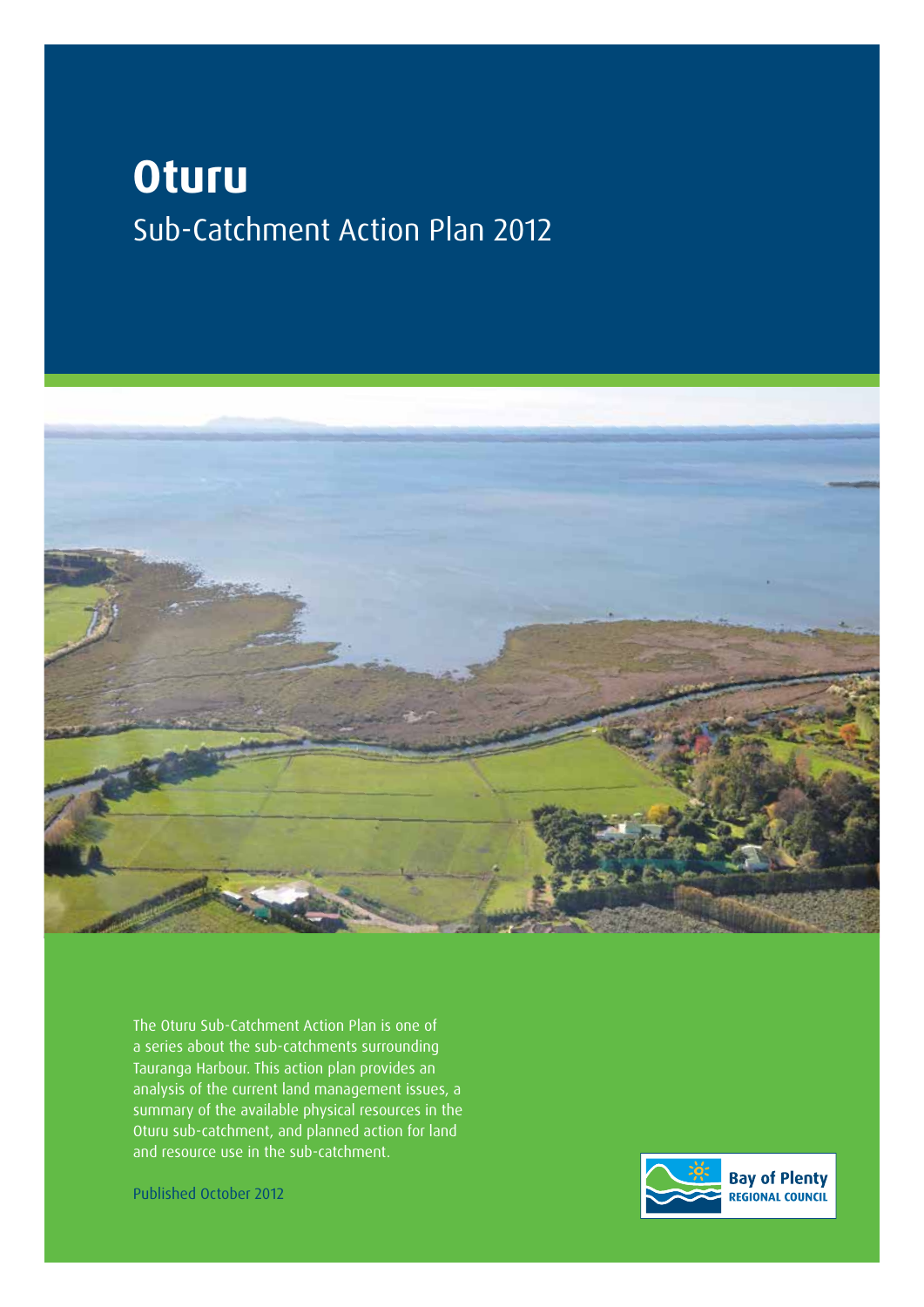# Oturu

## Sub-Catchment Action Plan 2012

The Oturu Sub-Catchment Action Plan is one of a series about the sub-catchments surrounding Tauranga Harbour. This action plan provides an analysis of the current land management issues, a summary of the available physical resources in the Oturu sub-catchment, and planned action for land and resource use in the sub-catchment.

Published October 2012

Bay of Plenty REGIONAL COUNCIL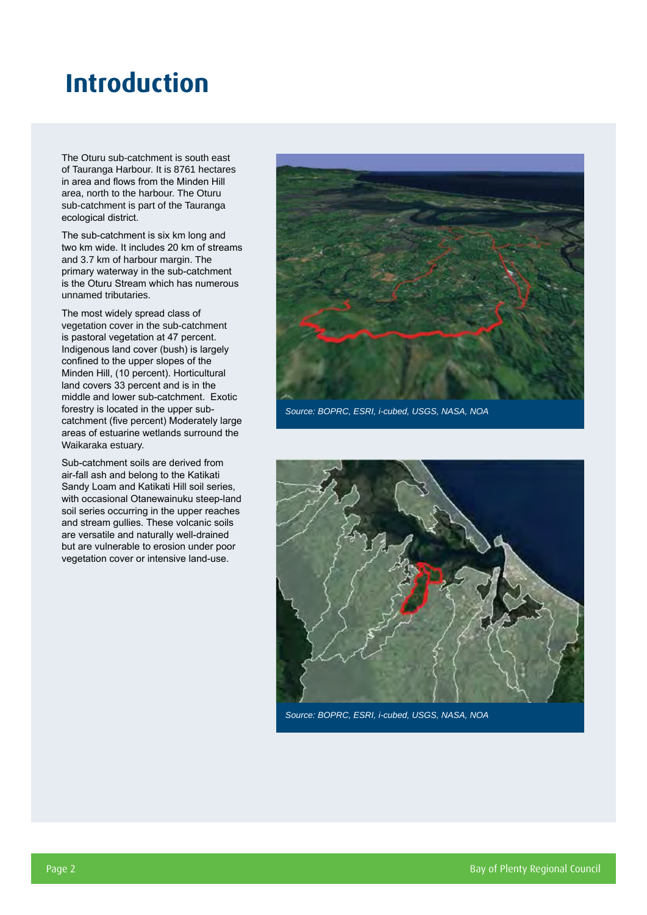# Introduction

The Oturu sub-catchment is south east of Tauranga Harbour. It is 8761 hectares in area and flows from the Minden Hill area, north to the harbour. The Oturu sub-catchment is part of the Tauranga ecological district.

The sub-catchment is six km long and two km wide. It includes 20 km of streams and 3.7 km of harbour margin. The primary waterway in the sub-catchment is the Oturu Stream which has numerous unnamed tributaries.

The most widely spread class of vegetation cover in the sub-catchment is pastoral vegetation at 47 percent. Indigenous land cover (bush) is largely confined to the upper slopes of the Minden Hill, (10 percent). Horticultural land covers 33 percent and is in the middle and lower sub-catchment. Exotic forestry is located in the upper sub-catchment (five percent) Moderately large areas of estuarine wetlands surround the Waikaraka estuary.

Sub-catchment soils are derived from air-fall ash and belong to the Katikati Sandy Loam and Katikati Hill soil series, with occasional Otanewainuku steep-land soil series occurring in the upper reaches and stream gullies. These volcanic soils are versatile and naturally well-drained but are vulnerable to erosion under poor vegetation cover or intensive land-use.

*Source: BOPRC, ESRI, i-cubed, USGS, NASA, NOA*

*Source: BOPRC, ESRI, i-cubed, USGS, NASA, NOA*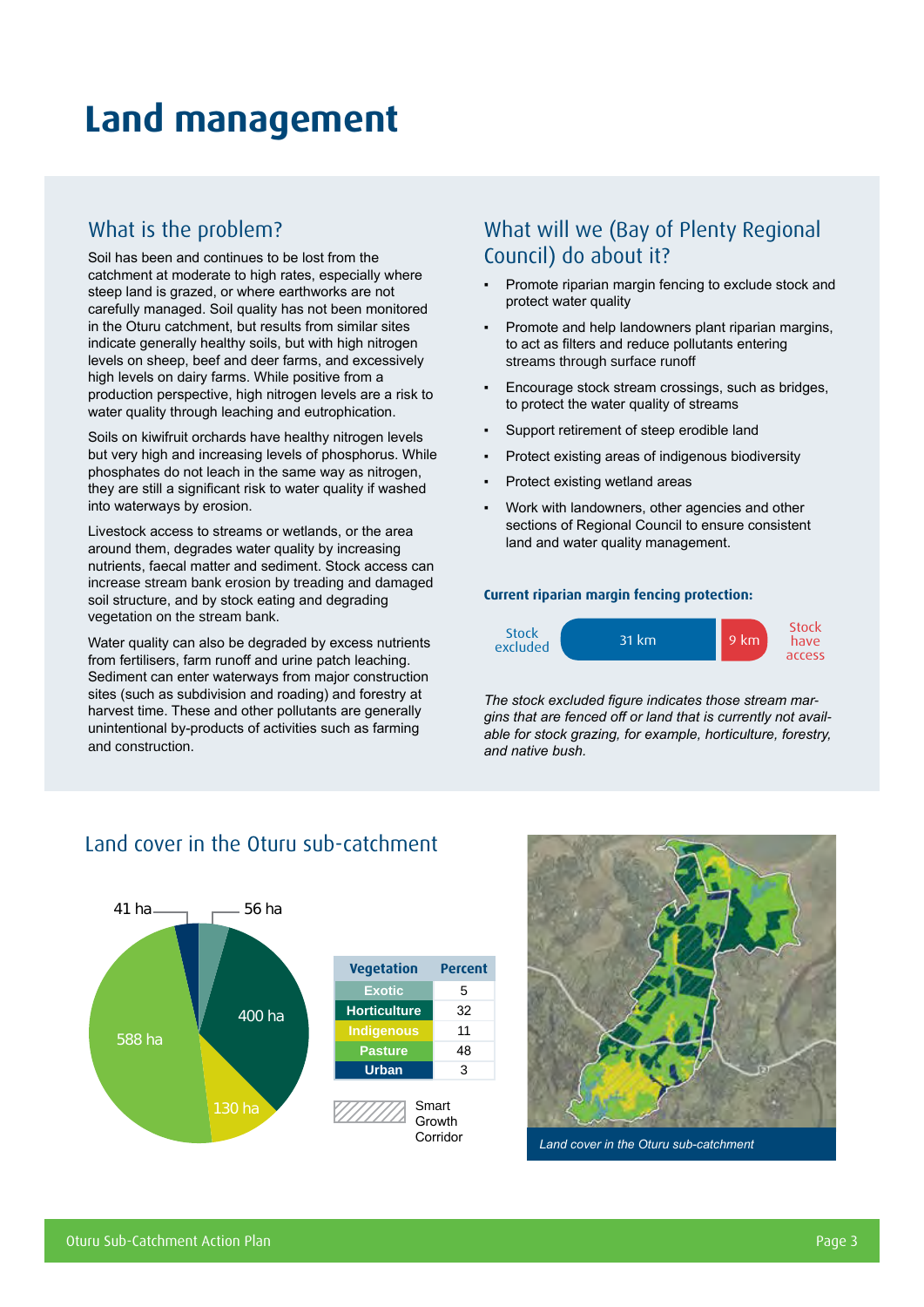# Land management

## What is the problem?

Soil has been and continues to be lost from the catchment at moderate to high rates, especially where steep land is grazed, or where earthworks are not carefully managed. Soil quality has not been monitored in the Oturu catchment, but results from similar sites indicate generally healthy soils, but with high nitrogen levels on sheep, beef and deer farms, and excessively high levels on dairy farms. While positive from a production perspective, high nitrogen levels are a risk to water quality through leaching and eutrophication.

Soils on kiwifruit orchards have healthy nitrogen levels but very high and increasing levels of phosphorus. While phosphates do not leach in the same way as nitrogen, they are still a significant risk to water quality if washed into waterways by erosion.

Livestock access to streams or wetlands, or the area around them, degrades water quality by increasing nutrients, faecal matter and sediment. Stock access can increase stream bank erosion by treading and damaged soil structure, and by stock eating and degrading vegetation on the stream bank.

Water quality can also be degraded by excess nutrients from fertilisers, farm runoff and urine patch leaching. Sediment can enter waterways from major construction sites (such as subdivision and roading) and forestry at harvest time. These and other pollutants are generally unintentional by-products of activities such as farming and construction.

## What will we (Bay of Plenty Regional Council) do about it?

- Promote riparian margin fencing to exclude stock and protect water quality
- Promote and help landowners plant riparian margins, to act as filters and reduce pollutants entering streams through surface runoff
- Encourage stock stream crossings, such as bridges, to protect the water quality of streams
- Support retirement of steep erodible land
- Protect existing areas of indigenous biodiversity
- Protect existing wetland areas
- Work with landowners, other agencies and other sections of Regional Council to ensure consistent land and water quality management.

**Current riparian margin fencing protection:**

Stock excluded: 31 km | Stock have access: 9 km

*The stock excluded figure indicates those stream margins that are fenced off or land that is currently not available for stock grazing, for example, horticulture, forestry, and native bush.*

## Land cover in the Oturu sub-catchment

Exotic: 56 ha; Horticulture: 400 ha; Indigenous: 130 ha; Pasture: 588 ha; Urban: 41 ha

| Vegetation | Percent |
|---|---|
| Exotic | 5 |
| Horticulture | 32 |
| Indigenous | 11 |
| Pasture | 48 |
| Urban | 3 |

Smart Growth Corridor

*Land cover in the Oturu sub-catchment*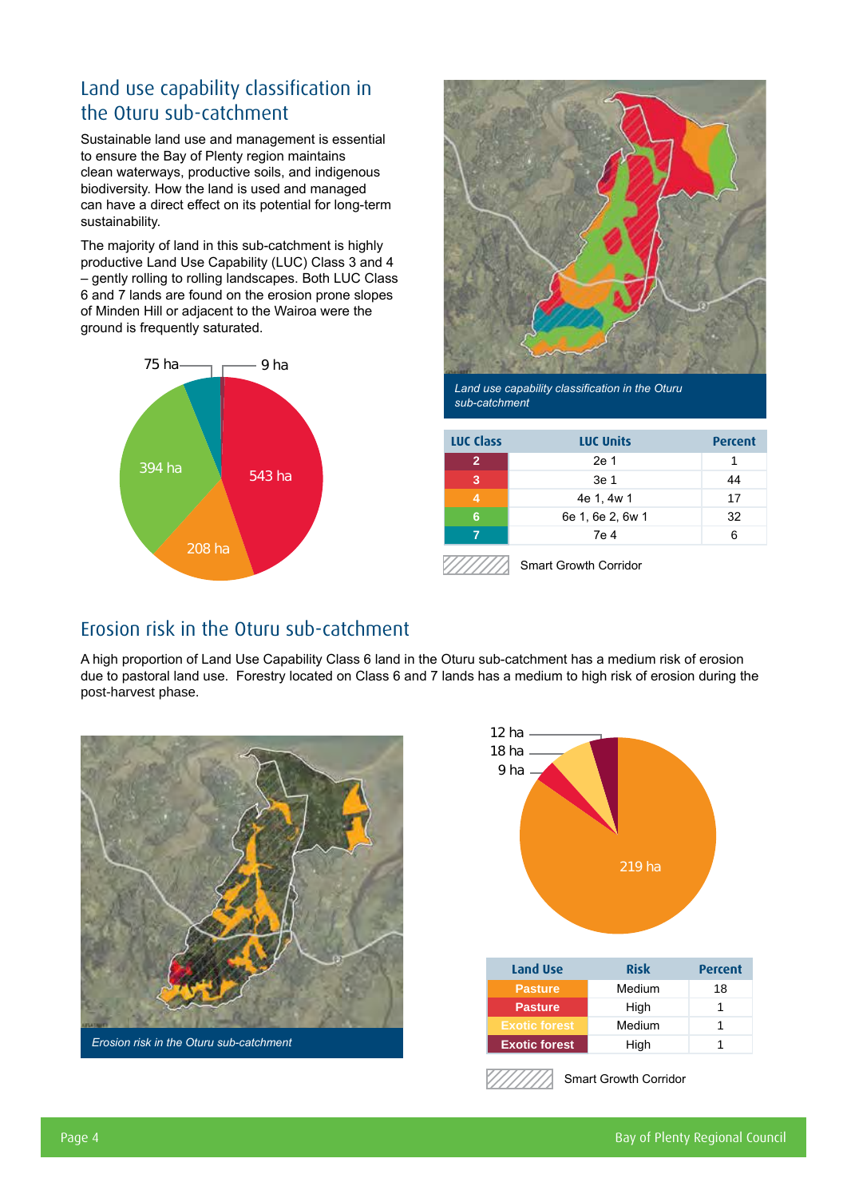## Land use capability classification in the Oturu sub-catchment

Sustainable land use and management is essential to ensure the Bay of Plenty region maintains clean waterways, productive soils, and indigenous biodiversity. How the land is used and managed can have a direct effect on its potential for long-term sustainability.

The majority of land in this sub-catchment is highly productive Land Use Capability (LUC) Class 3 and 4 – gently rolling to rolling landscapes. Both LUC Class 6 and 7 lands are found on the erosion prone slopes of Minden Hill or adjacent to the Wairoa were the ground is frequently saturated.

75 ha, 9 ha, 543 ha, 394 ha, 208 ha

*Land use capability classification in the Oturu sub-catchment*

| LUC Class | LUC Units | Percent |
|---|---|---|
| 2 | 2e 1 | 1 |
| 3 | 3e 1 | 44 |
| 4 | 4e 1, 4w 1 | 17 |
| 6 | 6e 1, 6e 2, 6w 1 | 32 |
| 7 | 7e 4 | 6 |

Smart Growth Corridor

## Erosion risk in the Oturu sub-catchment

A high proportion of Land Use Capability Class 6 land in the Oturu sub-catchment has a medium risk of erosion due to pastoral land use. Forestry located on Class 6 and 7 lands has a medium to high risk of erosion during the post-harvest phase.

*Erosion risk in the Oturu sub-catchment*

12 ha, 18 ha, 9 ha, 219 ha

| Land Use | Risk | Percent |
|---|---|---|
| Pasture | Medium | 18 |
| Pasture | High | 1 |
| Exotic forest | Medium | 1 |
| Exotic forest | High | 1 |

Smart Growth Corridor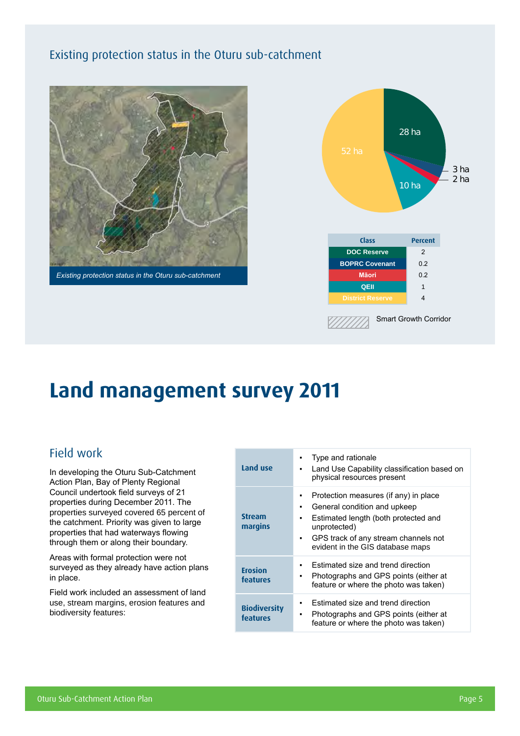## Existing protection status in the Oturu sub-catchment

*Existing protection status in the Oturu sub-catchment*

28 ha
52 ha
10 ha
3 ha
2 ha

| Class | Percent |
|---|---|
| DOC Reserve | 2 |
| BOPRC Covenant | 0.2 |
| Māori | 0.2 |
| QEII | 1 |
| District Reserve | 4 |

Smart Growth Corridor

# Land management survey 2011

## Field work

In developing the Oturu Sub-Catchment Action Plan, Bay of Plenty Regional Council undertook field surveys of 21 properties during December 2011. The properties surveyed covered 65 percent of the catchment. Priority was given to large properties that had waterways flowing through them or along their boundary.

Areas with formal protection were not surveyed as they already have action plans in place.

Field work included an assessment of land use, stream margins, erosion features and biodiversity features:

| | |
|---|---|
| **Land use** | • Type and rationale<br>• Land Use Capability classification based on physical resources present |
| **Stream margins** | • Protection measures (if any) in place<br>• General condition and upkeep<br>• Estimated length (both protected and unprotected)<br>• GPS track of any stream channels not evident in the GIS database maps |
| **Erosion features** | • Estimated size and trend direction<br>• Photographs and GPS points (either at feature or where the photo was taken) |
| **Biodiversity features** | • Estimated size and trend direction<br>• Photographs and GPS points (either at feature or where the photo was taken) |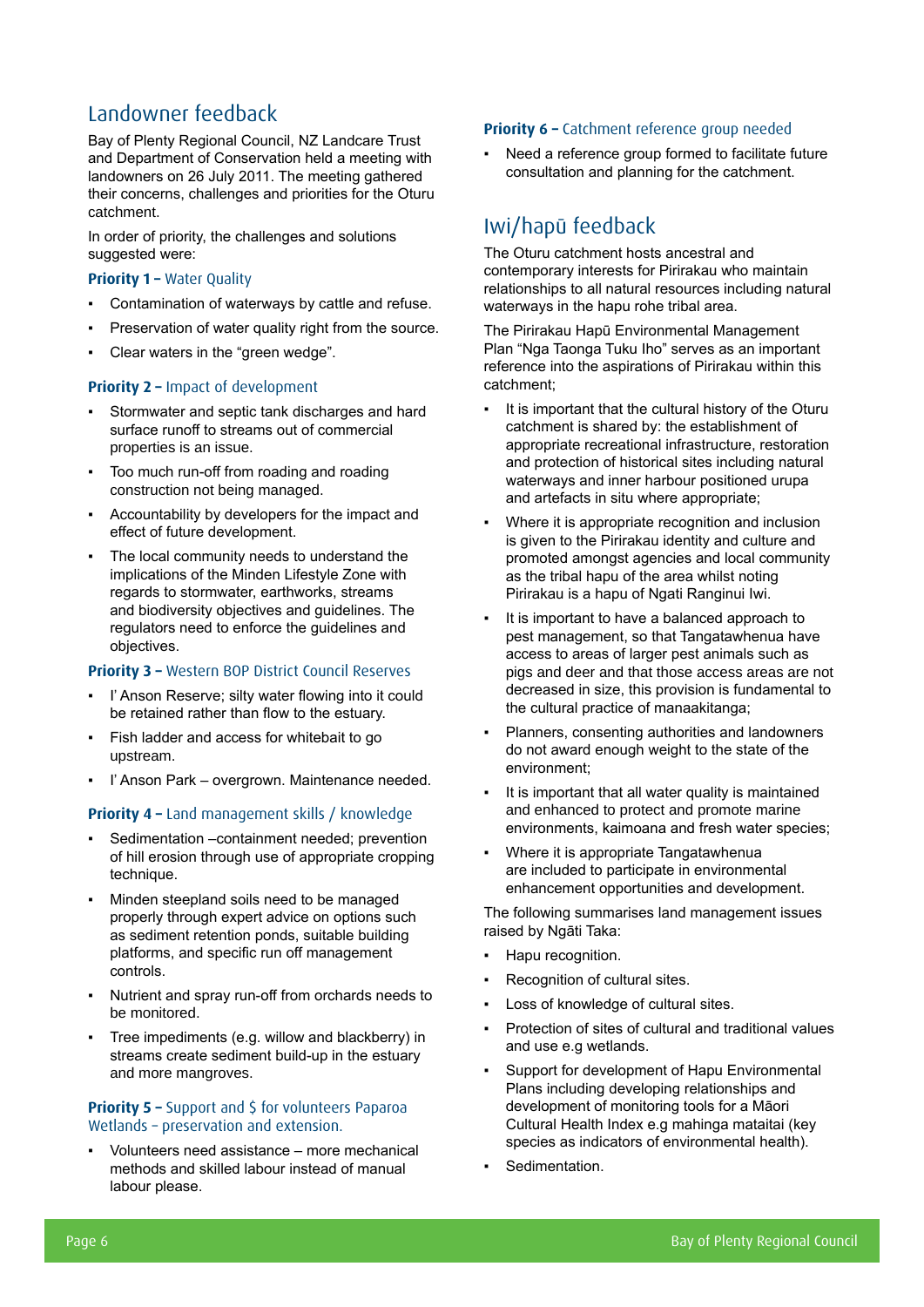## Landowner feedback

Bay of Plenty Regional Council, NZ Landcare Trust and Department of Conservation held a meeting with landowners on 26 July 2011. The meeting gathered their concerns, challenges and priorities for the Oturu catchment.

In order of priority, the challenges and solutions suggested were:

### Priority 1 – Water Quality

- Contamination of waterways by cattle and refuse.
- Preservation of water quality right from the source.
- Clear waters in the "green wedge".

### Priority 2 – Impact of development

- Stormwater and septic tank discharges and hard surface runoff to streams out of commercial properties is an issue.
- Too much run-off from roading and roading construction not being managed.
- Accountability by developers for the impact and effect of future development.
- The local community needs to understand the implications of the Minden Lifestyle Zone with regards to stormwater, earthworks, streams and biodiversity objectives and guidelines. The regulators need to enforce the guidelines and objectives.

### Priority 3 – Western BOP District Council Reserves

- I' Anson Reserve; silty water flowing into it could be retained rather than flow to the estuary.
- Fish ladder and access for whitebait to go upstream.
- I' Anson Park – overgrown. Maintenance needed.

### Priority 4 – Land management skills / knowledge

- Sedimentation –containment needed; prevention of hill erosion through use of appropriate cropping technique.
- Minden steepland soils need to be managed properly through expert advice on options such as sediment retention ponds, suitable building platforms, and specific run off management controls.
- Nutrient and spray run-off from orchards needs to be monitored.
- Tree impediments (e.g. willow and blackberry) in streams create sediment build-up in the estuary and more mangroves.

### Priority 5 – Support and $ for volunteers Paparoa Wetlands – preservation and extension.

- Volunteers need assistance – more mechanical methods and skilled labour instead of manual labour please.

### Priority 6 – Catchment reference group needed

- Need a reference group formed to facilitate future consultation and planning for the catchment.

## Iwi/hapū feedback

The Oturu catchment hosts ancestral and contemporary interests for Pirirakau who maintain relationships to all natural resources including natural waterways in the hapu rohe tribal area.

The Pirirakau Hapū Environmental Management Plan "Nga Taonga Tuku Iho" serves as an important reference into the aspirations of Pirirakau within this catchment;

- It is important that the cultural history of the Oturu catchment is shared by: the establishment of appropriate recreational infrastructure, restoration and protection of historical sites including natural waterways and inner harbour positioned urupa and artefacts in situ where appropriate;
- Where it is appropriate recognition and inclusion is given to the Pirirakau identity and culture and promoted amongst agencies and local community as the tribal hapu of the area whilst noting Pirirakau is a hapu of Ngati Ranginui Iwi.
- It is important to have a balanced approach to pest management, so that Tangatawhenua have access to areas of larger pest animals such as pigs and deer and that those access areas are not decreased in size, this provision is fundamental to the cultural practice of manaakitanga;
- Planners, consenting authorities and landowners do not award enough weight to the state of the environment;
- It is important that all water quality is maintained and enhanced to protect and promote marine environments, kaimoana and fresh water species;
- Where it is appropriate Tangatawhenua are included to participate in environmental enhancement opportunities and development.

The following summarises land management issues raised by Ngāti Taka:

- Hapu recognition.
- Recognition of cultural sites.
- Loss of knowledge of cultural sites.
- Protection of sites of cultural and traditional values and use e.g wetlands.
- Support for development of Hapu Environmental Plans including developing relationships and development of monitoring tools for a Māori Cultural Health Index e.g mahinga mataitai (key species as indicators of environmental health).
- Sedimentation.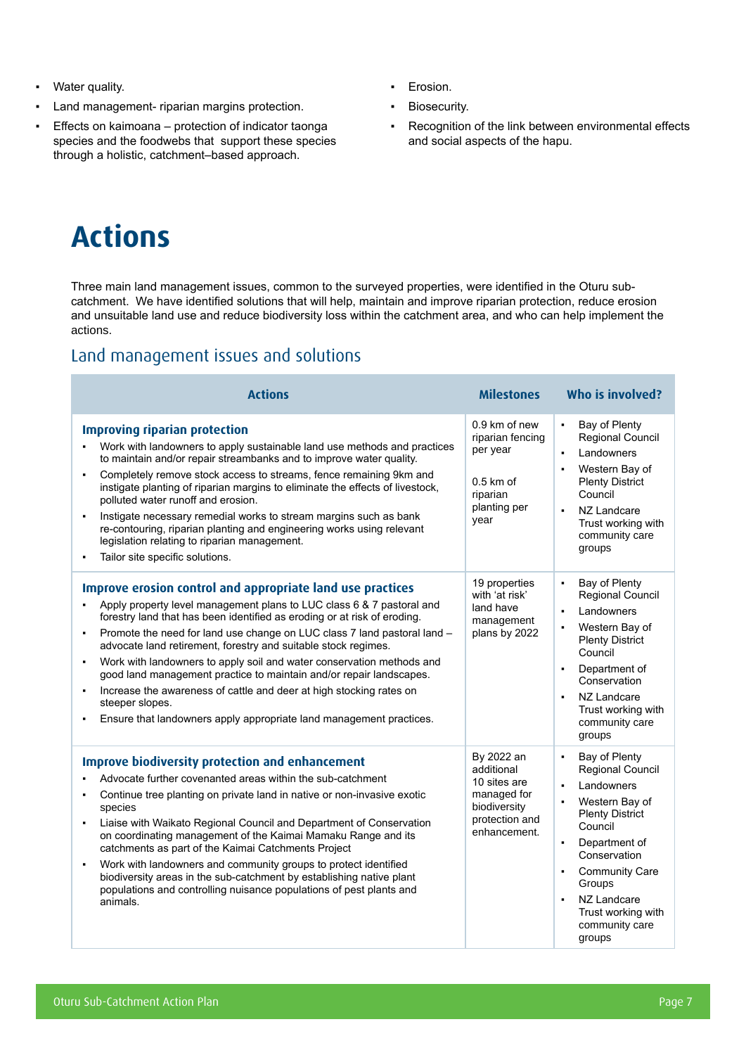- Water quality.
- Land management- riparian margins protection.
- Effects on kaimoana – protection of indicator taonga species and the foodwebs that support these species through a holistic, catchment–based approach.
- Erosion.
- Biosecurity.
- Recognition of the link between environmental effects and social aspects of the hapu.

# Actions

Three main land management issues, common to the surveyed properties, were identified in the Oturu sub-catchment. We have identified solutions that will help, maintain and improve riparian protection, reduce erosion and unsuitable land use and reduce biodiversity loss within the catchment area, and who can help implement the actions.

## Land management issues and solutions

| Actions | Milestones | Who is involved? |
|---|---|---|
| **Improving riparian protection**<br>▪ Work with landowners to apply sustainable land use methods and practices to maintain and/or repair streambanks and to improve water quality.<br>▪ Completely remove stock access to streams, fence remaining 9km and instigate planting of riparian margins to eliminate the effects of livestock, polluted water runoff and erosion.<br>▪ Instigate necessary remedial works to stream margins such as bank re-contouring, riparian planting and engineering works using relevant legislation relating to riparian management.<br>▪ Tailor site specific solutions. | 0.9 km of new riparian fencing per year<br><br>0.5 km of riparian planting per year | ▪ Bay of Plenty Regional Council<br>▪ Landowners<br>▪ Western Bay of Plenty District Council<br>▪ NZ Landcare Trust working with community care groups |
| **Improve erosion control and appropriate land use practices**<br>▪ Apply property level management plans to LUC class 6 & 7 pastoral and forestry land that has been identified as eroding or at risk of eroding.<br>▪ Promote the need for land use change on LUC class 7 land pastoral land – advocate land retirement, forestry and suitable stock regimes.<br>▪ Work with landowners to apply soil and water conservation methods and good land management practice to maintain and/or repair landscapes.<br>▪ Increase the awareness of cattle and deer at high stocking rates on steeper slopes.<br>▪ Ensure that landowners apply appropriate land management practices. | 19 properties with 'at risk' land have management plans by 2022 | ▪ Bay of Plenty Regional Council<br>▪ Landowners<br>▪ Western Bay of Plenty District Council<br>▪ Department of Conservation<br>▪ NZ Landcare Trust working with community care groups |
| **Improve biodiversity protection and enhancement**<br>▪ Advocate further covenanted areas within the sub-catchment<br>▪ Continue tree planting on private land in native or non-invasive exotic species<br>▪ Liaise with Waikato Regional Council and Department of Conservation on coordinating management of the Kaimai Mamaku Range and its catchments as part of the Kaimai Catchments Project<br>▪ Work with landowners and community groups to protect identified biodiversity areas in the sub-catchment by establishing native plant populations and controlling nuisance populations of pest plants and animals. | By 2022 an additional 10 sites are managed for biodiversity protection and enhancement. | ▪ Bay of Plenty Regional Council<br>▪ Landowners<br>▪ Western Bay of Plenty District Council<br>▪ Department of Conservation<br>▪ Community Care Groups<br>▪ NZ Landcare Trust working with community care groups |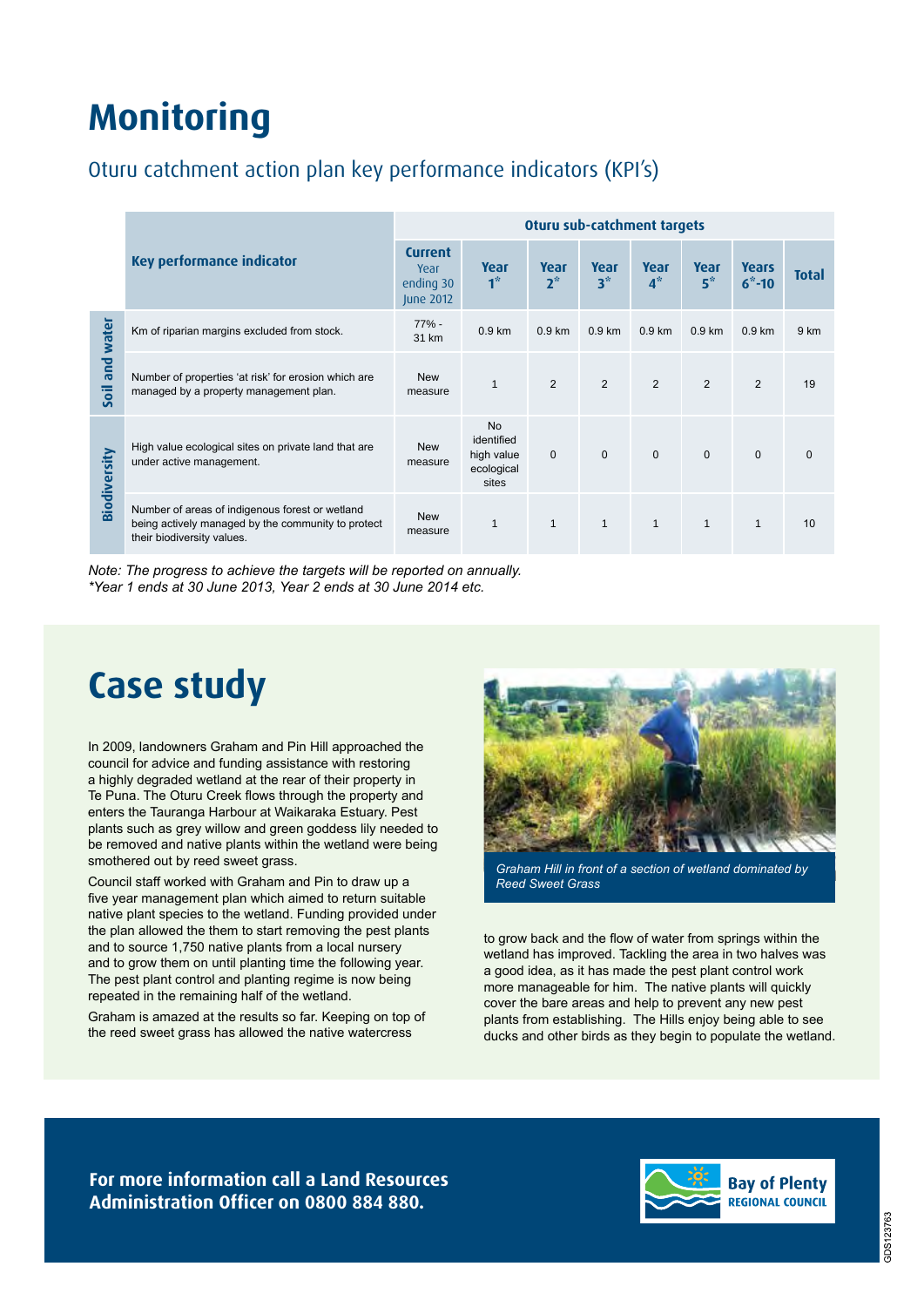# Monitoring

## Oturu catchment action plan key performance indicators (KPI's)

| | Key performance indicator | Oturu sub-catchment targets | | | | | | | |
|---|---|---|---|---|---|---|---|---|---|
| | | Current Year ending 30 June 2012 | Year 1* | Year 2* | Year 3* | Year 4* | Year 5* | Years 6*-10 | Total |
| Soil and water | Km of riparian margins excluded from stock. | 77% - 31 km | 0.9 km | 0.9 km | 0.9 km | 0.9 km | 0.9 km | 0.9 km | 9 km |
| Soil and water | Number of properties 'at risk' for erosion which are managed by a property management plan. | New measure | 1 | 2 | 2 | 2 | 2 | 2 | 19 |
| Biodiversity | High value ecological sites on private land that are under active management. | New measure | No identified high value ecological sites | 0 | 0 | 0 | 0 | 0 | 0 |
| Biodiversity | Number of areas of indigenous forest or wetland being actively managed by the community to protect their biodiversity values. | New measure | 1 | 1 | 1 | 1 | 1 | 1 | 10 |

*Note: The progress to achieve the targets will be reported on annually.*
*\*Year 1 ends at 30 June 2013, Year 2 ends at 30 June 2014 etc.*

# Case study

In 2009, landowners Graham and Pin Hill approached the council for advice and funding assistance with restoring a highly degraded wetland at the rear of their property in Te Puna. The Oturu Creek flows through the property and enters the Tauranga Harbour at Waikaraka Estuary. Pest plants such as grey willow and green goddess lily needed to be removed and native plants within the wetland were being smothered out by reed sweet grass.

Council staff worked with Graham and Pin to draw up a five year management plan which aimed to return suitable native plant species to the wetland. Funding provided under the plan allowed the them to start removing the pest plants and to source 1,750 native plants from a local nursery and to grow them on until planting time the following year. The pest plant control and planting regime is now being repeated in the remaining half of the wetland.

Graham is amazed at the results so far. Keeping on top of the reed sweet grass has allowed the native watercress to grow back and the flow of water from springs within the wetland has improved. Tackling the area in two halves was a good idea, as it has made the pest plant control work more manageable for him. The native plants will quickly cover the bare areas and help to prevent any new pest plants from establishing. The Hills enjoy being able to see ducks and other birds as they begin to populate the wetland.

*Graham Hill in front of a section of wetland dominated by Reed Sweet Grass*

**For more information call a Land Resources Administration Officer on 0800 884 880.**

Bay of Plenty REGIONAL COUNCIL

GDS123763